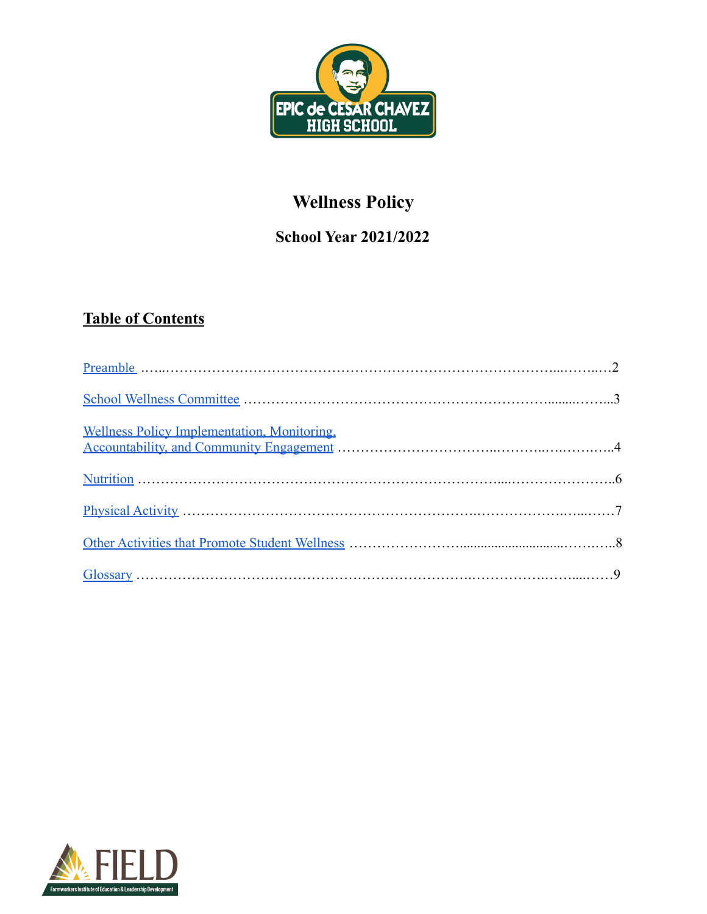# Wellness Policy

## School Year 2021/2022

## Table of Contents

- Preamble …2
- School Wellness Committee …3
- Wellness Policy Implementation, Monitoring, Accountability, and Community Engagement …4
- Nutrition …6
- Physical Activity …7
- Other Activities that Promote Student Wellness …8
- Glossary …9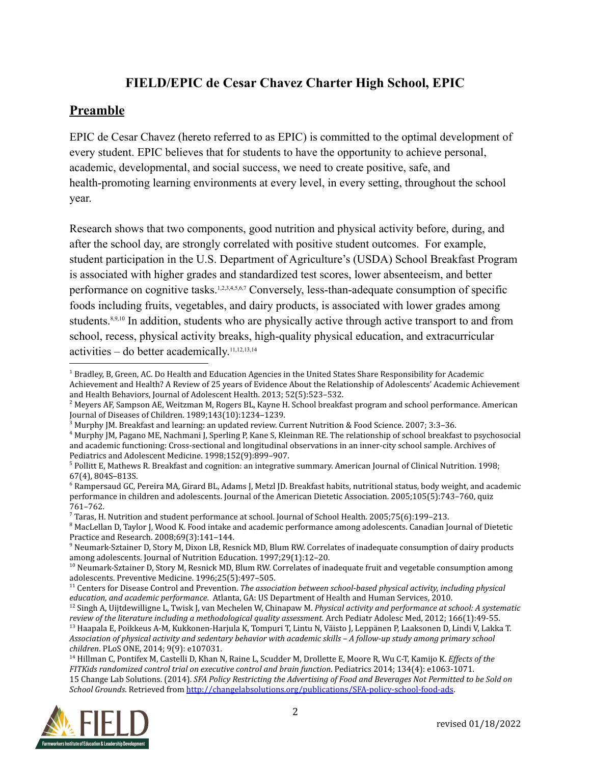# FIELD/EPIC de Cesar Chavez Charter High School, EPIC

## Preamble

EPIC de Cesar Chavez (hereto referred to as EPIC) is committed to the optimal development of every student. EPIC believes that for students to have the opportunity to achieve personal, academic, developmental, and social success, we need to create positive, safe, and health-promoting learning environments at every level, in every setting, throughout the school year.

Research shows that two components, good nutrition and physical activity before, during, and after the school day, are strongly correlated with positive student outcomes. For example, student participation in the U.S. Department of Agriculture's (USDA) School Breakfast Program is associated with higher grades and standardized test scores, lower absenteeism, and better performance on cognitive tasks.[1,2,3,4,5,6,7] Conversely, less-than-adequate consumption of specific foods including fruits, vegetables, and dairy products, is associated with lower grades among students.[8,9,10] In addition, students who are physically active through active transport to and from school, recess, physical activity breaks, high-quality physical education, and extracurricular activities – do better academically.[11,12,13,14]

---

[1] Bradley, B, Green, AC. Do Health and Education Agencies in the United States Share Responsibility for Academic Achievement and Health? A Review of 25 years of Evidence About the Relationship of Adolescents' Academic Achievement and Health Behaviors, Journal of Adolescent Health. 2013; 52(5):523–532.

[2] Meyers AF, Sampson AE, Weitzman M, Rogers BL, Kayne H. School breakfast program and school performance. American Journal of Diseases of Children. 1989;143(10):1234–1239.

[3] Murphy JM. Breakfast and learning: an updated review. Current Nutrition & Food Science. 2007; 3:3–36.

[4] Murphy JM, Pagano ME, Nachmani J, Sperling P, Kane S, Kleinman RE. The relationship of school breakfast to psychosocial and academic functioning: Cross-sectional and longitudinal observations in an inner-city school sample. Archives of Pediatrics and Adolescent Medicine. 1998;152(9):899–907.

[5] Pollitt E, Mathews R. Breakfast and cognition: an integrative summary. American Journal of Clinical Nutrition. 1998; 67(4), 804S–813S.

[6] Rampersaud GC, Pereira MA, Girard BL, Adams J, Metzl JD. Breakfast habits, nutritional status, body weight, and academic performance in children and adolescents. Journal of the American Dietetic Association. 2005;105(5):743–760, quiz 761–762.

[7] Taras, H. Nutrition and student performance at school. Journal of School Health. 2005;75(6):199–213.

[8] MacLellan D, Taylor J, Wood K. Food intake and academic performance among adolescents. Canadian Journal of Dietetic Practice and Research. 2008;69(3):141–144.

[9] Neumark-Sztainer D, Story M, Dixon LB, Resnick MD, Blum RW. Correlates of inadequate consumption of dairy products among adolescents. Journal of Nutrition Education. 1997;29(1):12–20.

[10] Neumark-Sztainer D, Story M, Resnick MD, Blum RW. Correlates of inadequate fruit and vegetable consumption among adolescents. Preventive Medicine. 1996;25(5):497–505.

[11] Centers for Disease Control and Prevention. *The association between school-based physical activity, including physical education, and academic performance.* Atlanta, GA: US Department of Health and Human Services, 2010.

[12] Singh A, Uijtdewilligne L, Twisk J, van Mechelen W, Chinapaw M. *Physical activity and performance at school: A systematic review of the literature including a methodological quality assessment.* Arch Pediatr Adolesc Med, 2012; 166(1):49-55.

[13] Haapala E, Poikkeus A-M, Kukkonen-Harjula K, Tompuri T, Lintu N, Väisto J, Leppänen P, Laaksonen D, Lindi V, Lakka T. *Association of physical activity and sedentary behavior with academic skills – A follow-up study among primary school children*. PLoS ONE, 2014; 9(9): e107031.

[14] Hillman C, Pontifex M, Castelli D, Khan N, Raine L, Scudder M, Drollette E, Moore R, Wu C-T, Kamijo K. *Effects of the FITKids randomized control trial on executive control and brain function*. Pediatrics 2014; 134(4): e1063-1071.

15 Change Lab Solutions. (2014). *SFA Policy Restricting the Advertising of Food and Beverages Not Permitted to be Sold on School Grounds*. Retrieved from http://changelabsolutions.org/publications/SFA-policy-school-food-ads.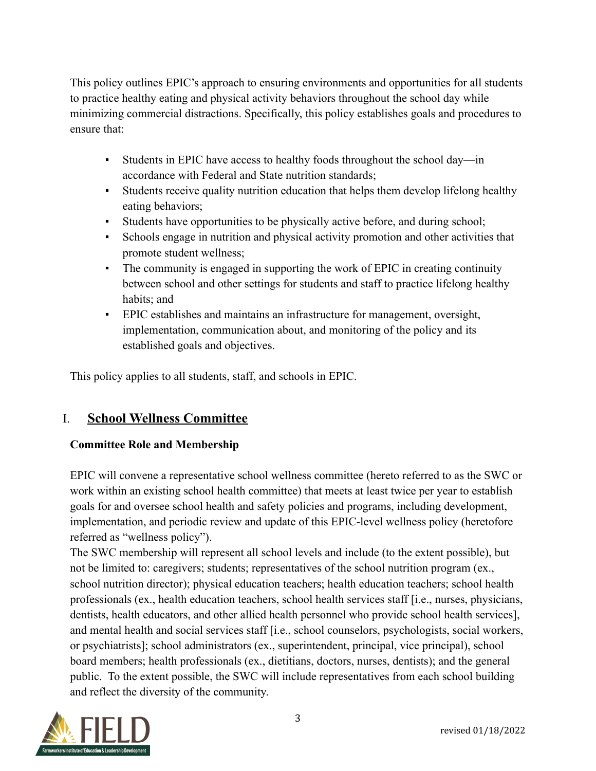This policy outlines EPIC's approach to ensuring environments and opportunities for all students to practice healthy eating and physical activity behaviors throughout the school day while minimizing commercial distractions. Specifically, this policy establishes goals and procedures to ensure that:

- Students in EPIC have access to healthy foods throughout the school day—in accordance with Federal and State nutrition standards;
- Students receive quality nutrition education that helps them develop lifelong healthy eating behaviors;
- Students have opportunities to be physically active before, and during school;
- Schools engage in nutrition and physical activity promotion and other activities that promote student wellness;
- The community is engaged in supporting the work of EPIC in creating continuity between school and other settings for students and staff to practice lifelong healthy habits; and
- EPIC establishes and maintains an infrastructure for management, oversight, implementation, communication about, and monitoring of the policy and its established goals and objectives.

This policy applies to all students, staff, and schools in EPIC.

## I. School Wellness Committee

### Committee Role and Membership

EPIC will convene a representative school wellness committee (hereto referred to as the SWC or work within an existing school health committee) that meets at least twice per year to establish goals for and oversee school health and safety policies and programs, including development, implementation, and periodic review and update of this EPIC-level wellness policy (heretofore referred as "wellness policy").

The SWC membership will represent all school levels and include (to the extent possible), but not be limited to: caregivers; students; representatives of the school nutrition program (ex., school nutrition director); physical education teachers; health education teachers; school health professionals (ex., health education teachers, school health services staff [i.e., nurses, physicians, dentists, health educators, and other allied health personnel who provide school health services], and mental health and social services staff [i.e., school counselors, psychologists, social workers, or psychiatrists]; school administrators (ex., superintendent, principal, vice principal), school board members; health professionals (ex., dietitians, doctors, nurses, dentists); and the general public. To the extent possible, the SWC will include representatives from each school building and reflect the diversity of the community.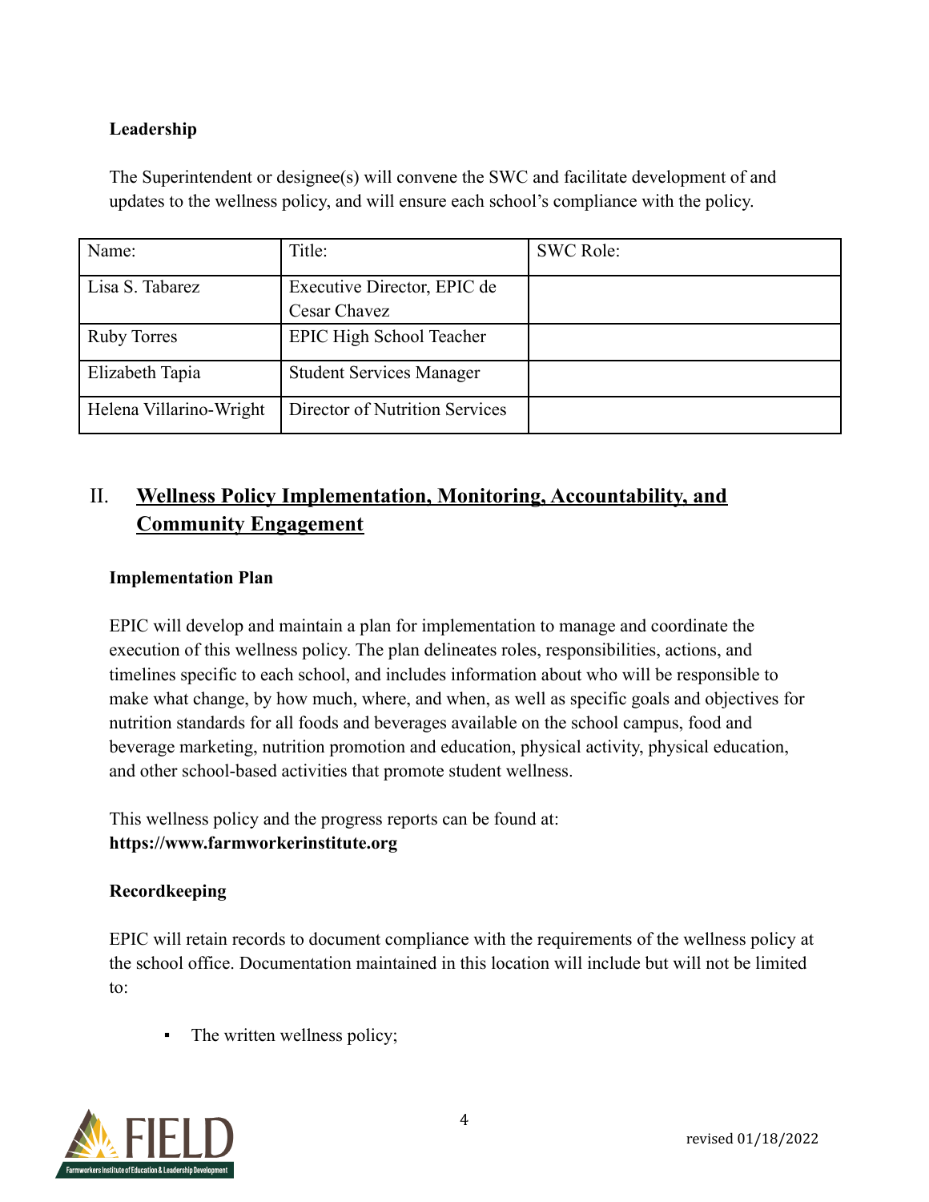**Leadership**

The Superintendent or designee(s) will convene the SWC and facilitate development of and updates to the wellness policy, and will ensure each school's compliance with the policy.

| Name: | Title: | SWC Role: |
|---|---|---|
| Lisa S. Tabarez | Executive Director, EPIC de Cesar Chavez | |
| Ruby Torres | EPIC High School Teacher | |
| Elizabeth Tapia | Student Services Manager | |
| Helena Villarino-Wright | Director of Nutrition Services | |

## II. Wellness Policy Implementation, Monitoring, Accountability, and Community Engagement

**Implementation Plan**

EPIC will develop and maintain a plan for implementation to manage and coordinate the execution of this wellness policy. The plan delineates roles, responsibilities, actions, and timelines specific to each school, and includes information about who will be responsible to make what change, by how much, where, and when, as well as specific goals and objectives for nutrition standards for all foods and beverages available on the school campus, food and beverage marketing, nutrition promotion and education, physical activity, physical education, and other school-based activities that promote student wellness.

This wellness policy and the progress reports can be found at:
**https://www.farmworkerinstitute.org**

**Recordkeeping**

EPIC will retain records to document compliance with the requirements of the wellness policy at the school office. Documentation maintained in this location will include but will not be limited to:

- The written wellness policy;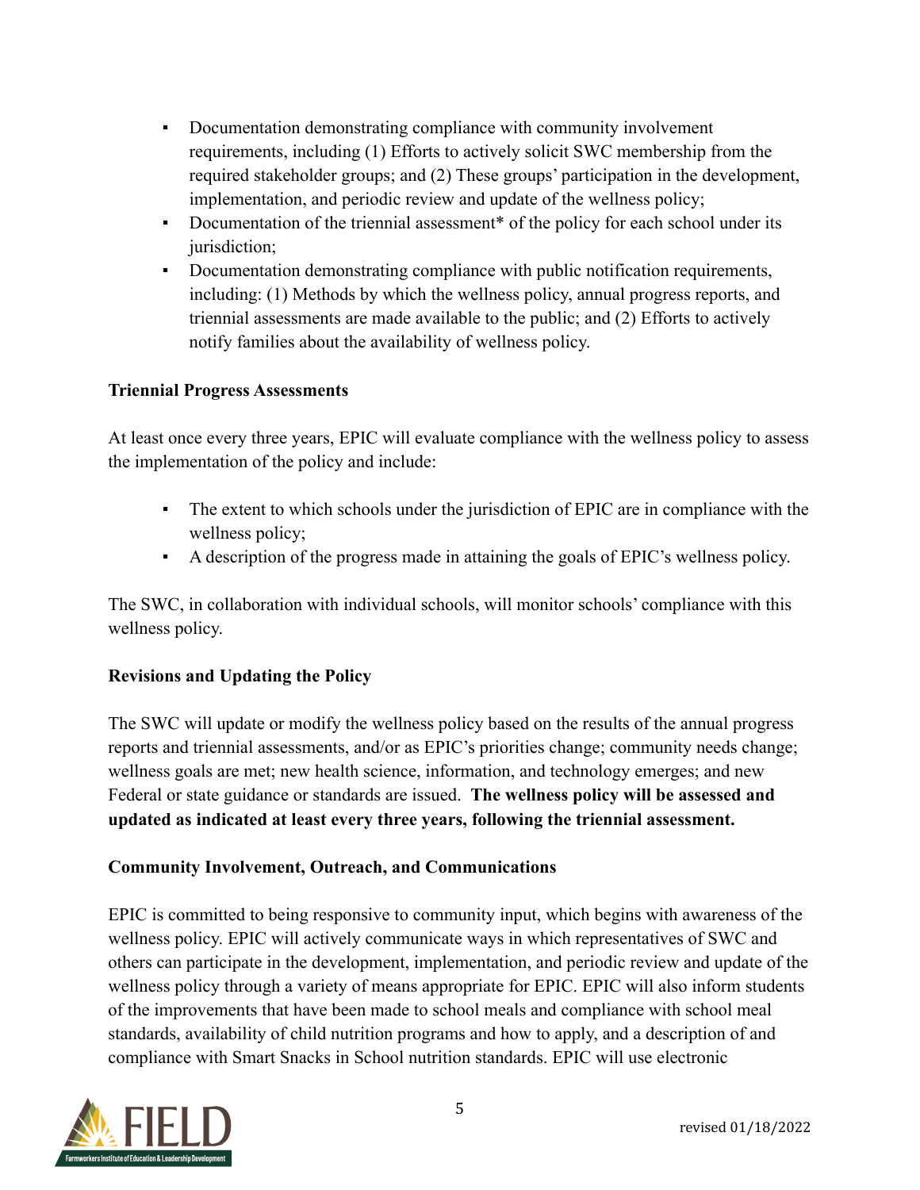- Documentation demonstrating compliance with community involvement requirements, including (1) Efforts to actively solicit SWC membership from the required stakeholder groups; and (2) These groups' participation in the development, implementation, and periodic review and update of the wellness policy;
- Documentation of the triennial assessment* of the policy for each school under its jurisdiction;
- Documentation demonstrating compliance with public notification requirements, including: (1) Methods by which the wellness policy, annual progress reports, and triennial assessments are made available to the public; and (2) Efforts to actively notify families about the availability of wellness policy.

**Triennial Progress Assessments**

At least once every three years, EPIC will evaluate compliance with the wellness policy to assess the implementation of the policy and include:

- The extent to which schools under the jurisdiction of EPIC are in compliance with the wellness policy;
- A description of the progress made in attaining the goals of EPIC's wellness policy.

The SWC, in collaboration with individual schools, will monitor schools' compliance with this wellness policy.

**Revisions and Updating the Policy**

The SWC will update or modify the wellness policy based on the results of the annual progress reports and triennial assessments, and/or as EPIC's priorities change; community needs change; wellness goals are met; new health science, information, and technology emerges; and new Federal or state guidance or standards are issued. **The wellness policy will be assessed and updated as indicated at least every three years, following the triennial assessment.**

**Community Involvement, Outreach, and Communications**

EPIC is committed to being responsive to community input, which begins with awareness of the wellness policy. EPIC will actively communicate ways in which representatives of SWC and others can participate in the development, implementation, and periodic review and update of the wellness policy through a variety of means appropriate for EPIC. EPIC will also inform students of the improvements that have been made to school meals and compliance with school meal standards, availability of child nutrition programs and how to apply, and a description of and compliance with Smart Snacks in School nutrition standards. EPIC will use electronic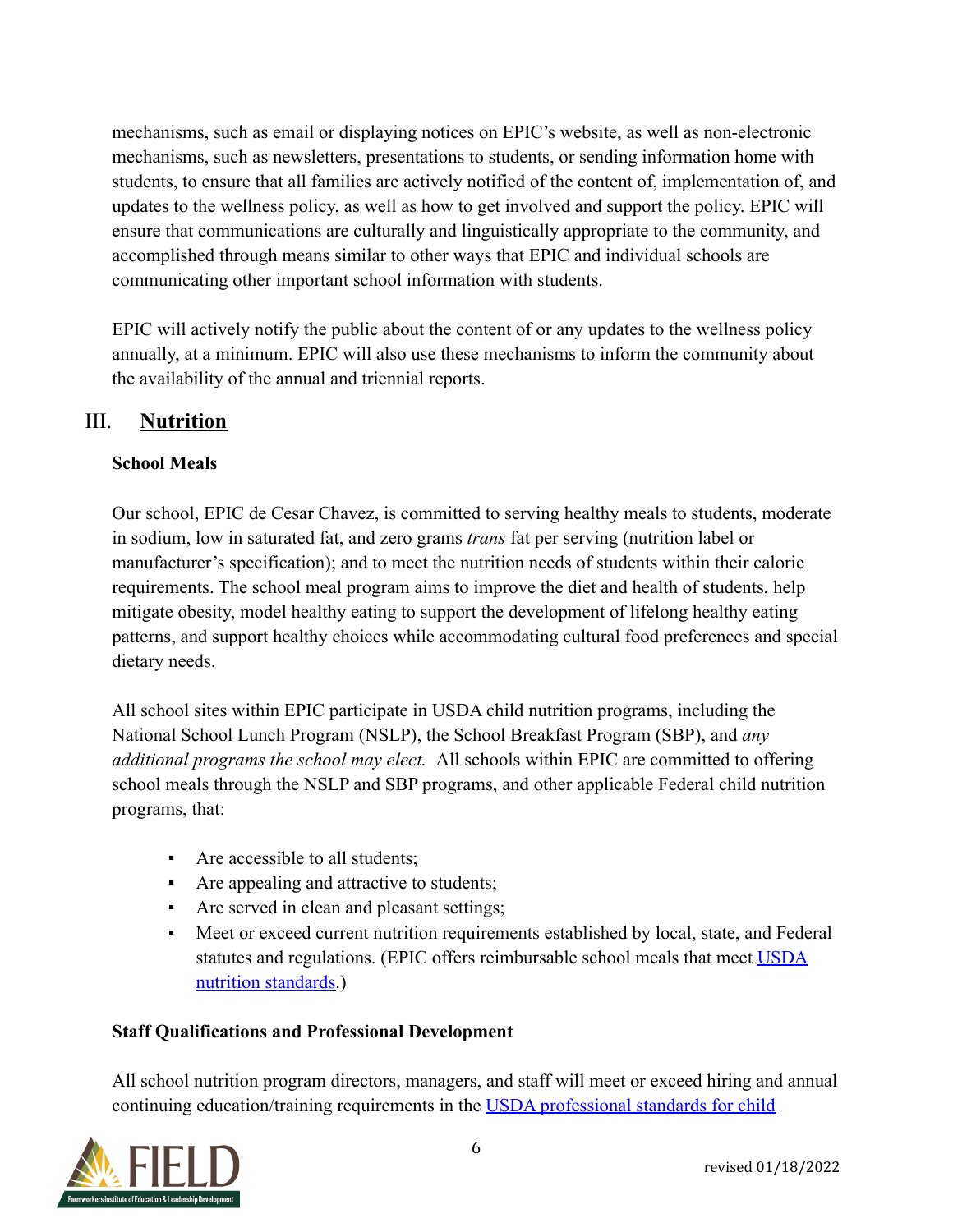mechanisms, such as email or displaying notices on EPIC's website, as well as non-electronic mechanisms, such as newsletters, presentations to students, or sending information home with students, to ensure that all families are actively notified of the content of, implementation of, and updates to the wellness policy, as well as how to get involved and support the policy. EPIC will ensure that communications are culturally and linguistically appropriate to the community, and accomplished through means similar to other ways that EPIC and individual schools are communicating other important school information with students.

EPIC will actively notify the public about the content of or any updates to the wellness policy annually, at a minimum. EPIC will also use these mechanisms to inform the community about the availability of the annual and triennial reports.

## III. <u>Nutrition</u>

**School Meals**

Our school, EPIC de Cesar Chavez, is committed to serving healthy meals to students, moderate in sodium, low in saturated fat, and zero grams *trans* fat per serving (nutrition label or manufacturer's specification); and to meet the nutrition needs of students within their calorie requirements. The school meal program aims to improve the diet and health of students, help mitigate obesity, model healthy eating to support the development of lifelong healthy eating patterns, and support healthy choices while accommodating cultural food preferences and special dietary needs.

All school sites within EPIC participate in USDA child nutrition programs, including the National School Lunch Program (NSLP), the School Breakfast Program (SBP), and *any additional programs the school may elect.* All schools within EPIC are committed to offering school meals through the NSLP and SBP programs, and other applicable Federal child nutrition programs, that:

- Are accessible to all students;
- Are appealing and attractive to students;
- Are served in clean and pleasant settings;
- Meet or exceed current nutrition requirements established by local, state, and Federal statutes and regulations. (EPIC offers reimbursable school meals that meet [USDA nutrition standards](#).)

**Staff Qualifications and Professional Development**

All school nutrition program directors, managers, and staff will meet or exceed hiring and annual continuing education/training requirements in the [USDA professional standards for child](#)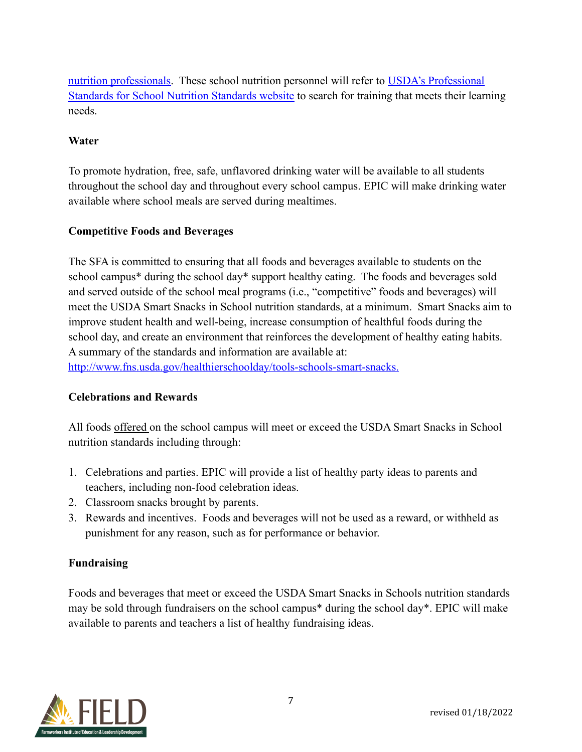nutrition professionals. These school nutrition personnel will refer to USDA's Professional Standards for School Nutrition Standards website to search for training that meets their learning needs.

**Water**

To promote hydration, free, safe, unflavored drinking water will be available to all students throughout the school day and throughout every school campus. EPIC will make drinking water available where school meals are served during mealtimes.

**Competitive Foods and Beverages**

The SFA is committed to ensuring that all foods and beverages available to students on the school campus* during the school day* support healthy eating. The foods and beverages sold and served outside of the school meal programs (i.e., "competitive" foods and beverages) will meet the USDA Smart Snacks in School nutrition standards, at a minimum. Smart Snacks aim to improve student health and well-being, increase consumption of healthful foods during the school day, and create an environment that reinforces the development of healthy eating habits. A summary of the standards and information are available at: http://www.fns.usda.gov/healthierschoolday/tools-schools-smart-snacks.

**Celebrations and Rewards**

All foods offered on the school campus will meet or exceed the USDA Smart Snacks in School nutrition standards including through:

1. Celebrations and parties. EPIC will provide a list of healthy party ideas to parents and teachers, including non-food celebration ideas.
2. Classroom snacks brought by parents.
3. Rewards and incentives. Foods and beverages will not be used as a reward, or withheld as punishment for any reason, such as for performance or behavior.

**Fundraising**

Foods and beverages that meet or exceed the USDA Smart Snacks in Schools nutrition standards may be sold through fundraisers on the school campus* during the school day*. EPIC will make available to parents and teachers a list of healthy fundraising ideas.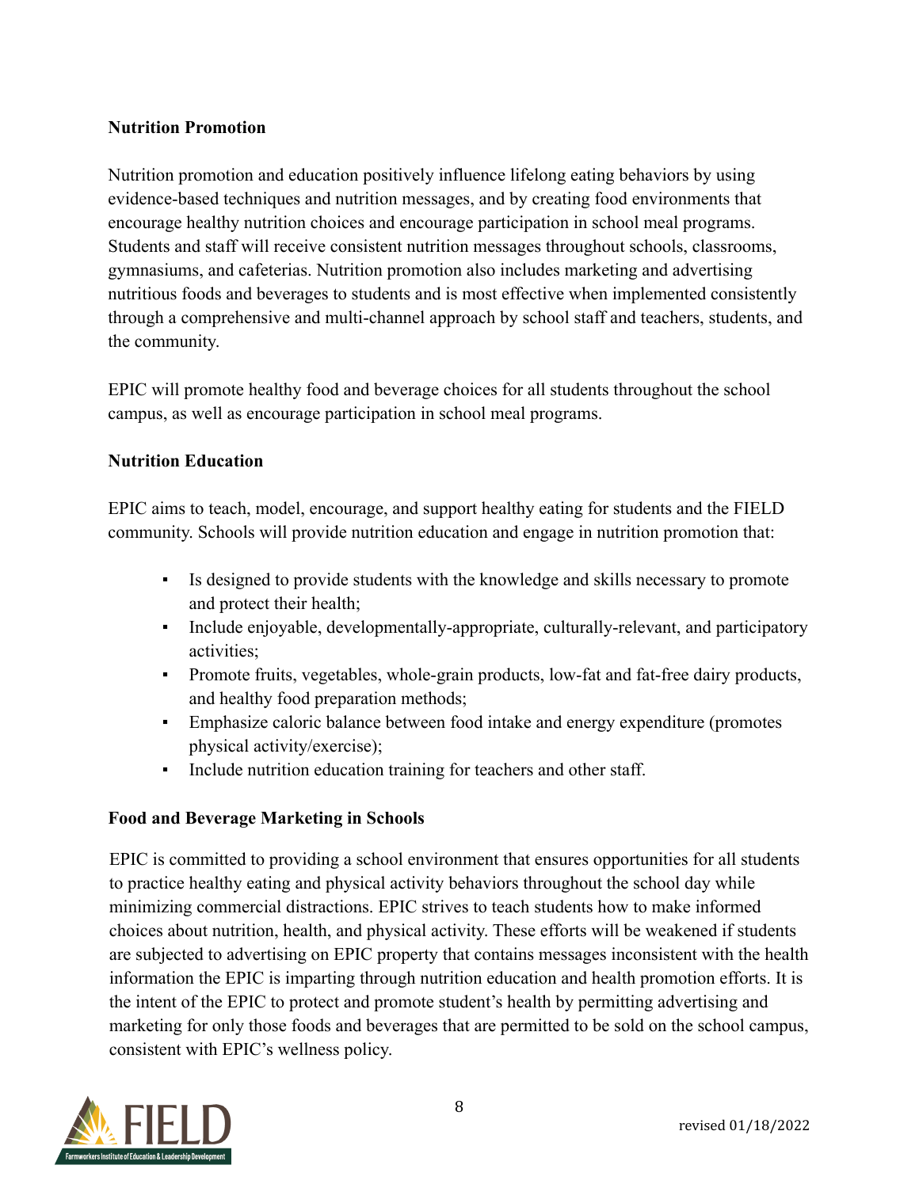**Nutrition Promotion**

Nutrition promotion and education positively influence lifelong eating behaviors by using evidence-based techniques and nutrition messages, and by creating food environments that encourage healthy nutrition choices and encourage participation in school meal programs. Students and staff will receive consistent nutrition messages throughout schools, classrooms, gymnasiums, and cafeterias. Nutrition promotion also includes marketing and advertising nutritious foods and beverages to students and is most effective when implemented consistently through a comprehensive and multi-channel approach by school staff and teachers, students, and the community.

EPIC will promote healthy food and beverage choices for all students throughout the school campus, as well as encourage participation in school meal programs.

**Nutrition Education**

EPIC aims to teach, model, encourage, and support healthy eating for students and the FIELD community. Schools will provide nutrition education and engage in nutrition promotion that:

- Is designed to provide students with the knowledge and skills necessary to promote and protect their health;
- Include enjoyable, developmentally-appropriate, culturally-relevant, and participatory activities;
- Promote fruits, vegetables, whole-grain products, low-fat and fat-free dairy products, and healthy food preparation methods;
- Emphasize caloric balance between food intake and energy expenditure (promotes physical activity/exercise);
- Include nutrition education training for teachers and other staff.

**Food and Beverage Marketing in Schools**

EPIC is committed to providing a school environment that ensures opportunities for all students to practice healthy eating and physical activity behaviors throughout the school day while minimizing commercial distractions. EPIC strives to teach students how to make informed choices about nutrition, health, and physical activity. These efforts will be weakened if students are subjected to advertising on EPIC property that contains messages inconsistent with the health information the EPIC is imparting through nutrition education and health promotion efforts. It is the intent of the EPIC to protect and promote student's health by permitting advertising and marketing for only those foods and beverages that are permitted to be sold on the school campus, consistent with EPIC's wellness policy.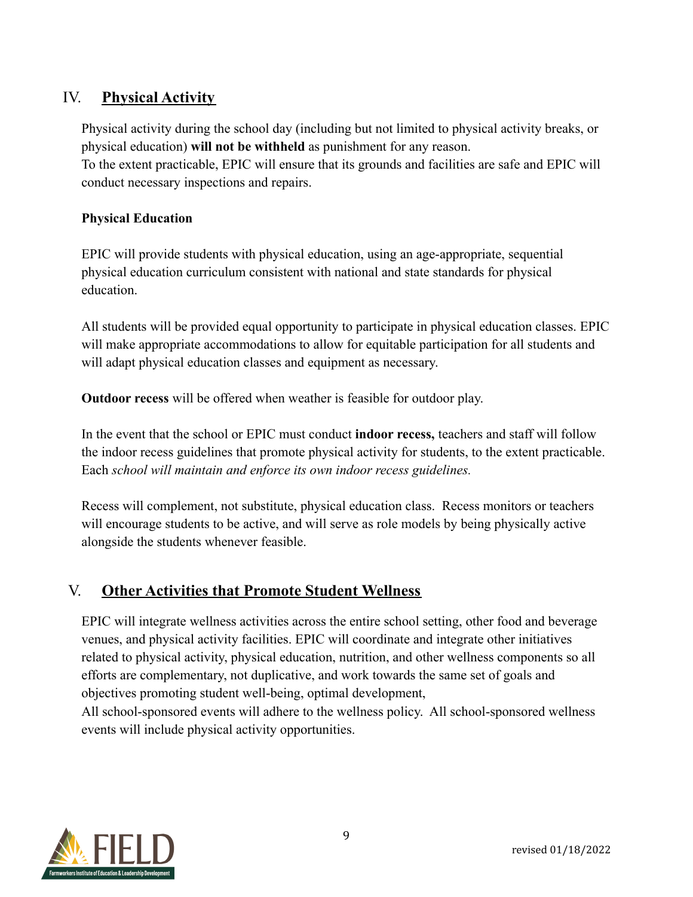## IV. Physical Activity

Physical activity during the school day (including but not limited to physical activity breaks, or physical education) **will not be withheld** as punishment for any reason.
To the extent practicable, EPIC will ensure that its grounds and facilities are safe and EPIC will conduct necessary inspections and repairs.

**Physical Education**

EPIC will provide students with physical education, using an age-appropriate, sequential physical education curriculum consistent with national and state standards for physical education.

All students will be provided equal opportunity to participate in physical education classes. EPIC will make appropriate accommodations to allow for equitable participation for all students and will adapt physical education classes and equipment as necessary.

**Outdoor recess** will be offered when weather is feasible for outdoor play.

In the event that the school or EPIC must conduct **indoor recess,** teachers and staff will follow the indoor recess guidelines that promote physical activity for students, to the extent practicable. Each *school will maintain and enforce its own indoor recess guidelines.*

Recess will complement, not substitute, physical education class. Recess monitors or teachers will encourage students to be active, and will serve as role models by being physically active alongside the students whenever feasible.

## V. Other Activities that Promote Student Wellness

EPIC will integrate wellness activities across the entire school setting, other food and beverage venues, and physical activity facilities. EPIC will coordinate and integrate other initiatives related to physical activity, physical education, nutrition, and other wellness components so all efforts are complementary, not duplicative, and work towards the same set of goals and objectives promoting student well-being, optimal development,
All school-sponsored events will adhere to the wellness policy. All school-sponsored wellness events will include physical activity opportunities.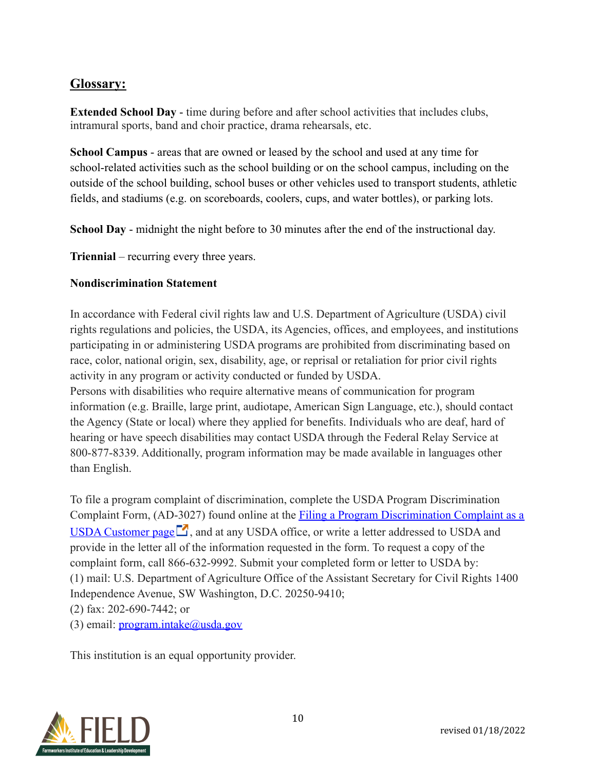## Glossary:

**Extended School Day** - time during before and after school activities that includes clubs, intramural sports, band and choir practice, drama rehearsals, etc.

**School Campus** - areas that are owned or leased by the school and used at any time for school-related activities such as the school building or on the school campus, including on the outside of the school building, school buses or other vehicles used to transport students, athletic fields, and stadiums (e.g. on scoreboards, coolers, cups, and water bottles), or parking lots.

**School Day** - midnight the night before to 30 minutes after the end of the instructional day.

**Triennial** – recurring every three years.

**Nondiscrimination Statement**

In accordance with Federal civil rights law and U.S. Department of Agriculture (USDA) civil rights regulations and policies, the USDA, its Agencies, offices, and employees, and institutions participating in or administering USDA programs are prohibited from discriminating based on race, color, national origin, sex, disability, age, or reprisal or retaliation for prior civil rights activity in any program or activity conducted or funded by USDA.
Persons with disabilities who require alternative means of communication for program information (e.g. Braille, large print, audiotape, American Sign Language, etc.), should contact the Agency (State or local) where they applied for benefits. Individuals who are deaf, hard of hearing or have speech disabilities may contact USDA through the Federal Relay Service at 800-877-8339. Additionally, program information may be made available in languages other than English.

To file a program complaint of discrimination, complete the USDA Program Discrimination Complaint Form, (AD-3027) found online at the Filing a Program Discrimination Complaint as a USDA Customer page, and at any USDA office, or write a letter addressed to USDA and provide in the letter all of the information requested in the form. To request a copy of the complaint form, call 866-632-9992. Submit your completed form or letter to USDA by:
(1) mail: U.S. Department of Agriculture Office of the Assistant Secretary for Civil Rights 1400 Independence Avenue, SW Washington, D.C. 20250-9410;
(2) fax: 202-690-7442; or
(3) email: program.intake@usda.gov

This institution is an equal opportunity provider.